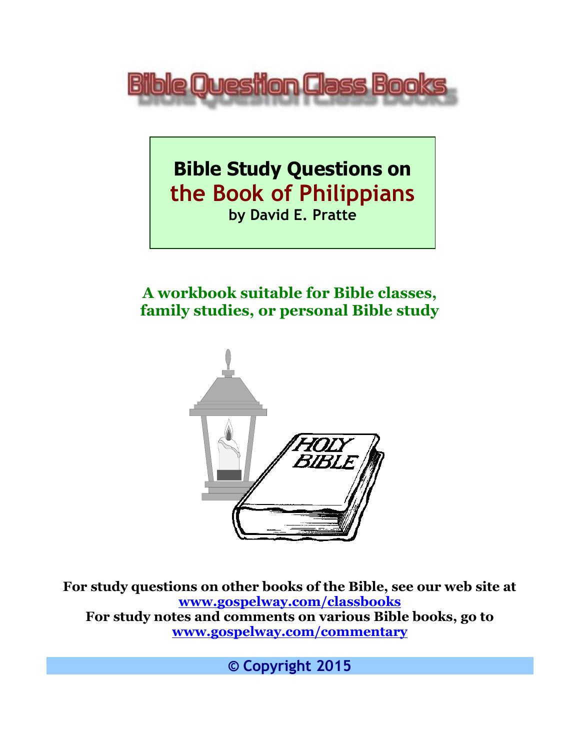# Bible Question Class Books

## Bible Study Questions on the Book of Philippians

**by David E. Pratte**

**A workbook suitable for Bible classes, family studies, or personal Bible study**

**For study questions on other books of the Bible, see our web site at [www.gospelway.com/classbooks](www.gospelway.com/classbooks)**
**For study notes and comments on various Bible books, go to [www.gospelway.com/commentary](www.gospelway.com/commentary)**

**© Copyright 2015**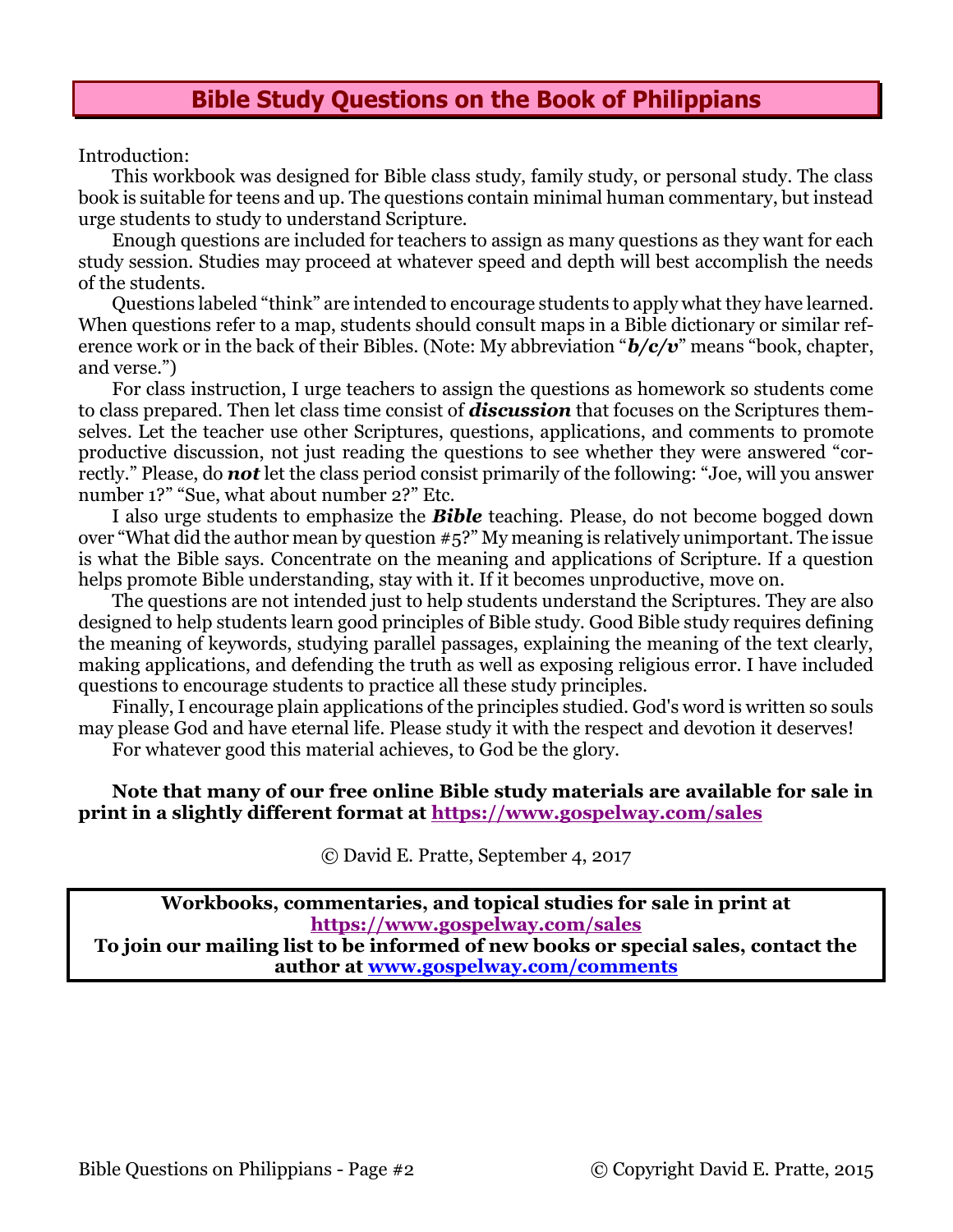# Bible Study Questions on the Book of Philippians

Introduction:

This workbook was designed for Bible class study, family study, or personal study. The class book is suitable for teens and up. The questions contain minimal human commentary, but instead urge students to study to understand Scripture.

Enough questions are included for teachers to assign as many questions as they want for each study session. Studies may proceed at whatever speed and depth will best accomplish the needs of the students.

Questions labeled "think" are intended to encourage students to apply what they have learned. When questions refer to a map, students should consult maps in a Bible dictionary or similar reference work or in the back of their Bibles. (Note: My abbreviation "***b/c/v***" means "book, chapter, and verse.")

For class instruction, I urge teachers to assign the questions as homework so students come to class prepared. Then let class time consist of ***discussion*** that focuses on the Scriptures themselves. Let the teacher use other Scriptures, questions, applications, and comments to promote productive discussion, not just reading the questions to see whether they were answered "correctly." Please, do ***not*** let the class period consist primarily of the following: "Joe, will you answer number 1?" "Sue, what about number 2?" Etc.

I also urge students to emphasize the ***Bible*** teaching. Please, do not become bogged down over "What did the author mean by question #5?" My meaning is relatively unimportant. The issue is what the Bible says. Concentrate on the meaning and applications of Scripture. If a question helps promote Bible understanding, stay with it. If it becomes unproductive, move on.

The questions are not intended just to help students understand the Scriptures. They are also designed to help students learn good principles of Bible study. Good Bible study requires defining the meaning of keywords, studying parallel passages, explaining the meaning of the text clearly, making applications, and defending the truth as well as exposing religious error. I have included questions to encourage students to practice all these study principles.

Finally, I encourage plain applications of the principles studied. God's word is written so souls may please God and have eternal life. Please study it with the respect and devotion it deserves!

For whatever good this material achieves, to God be the glory.

**Note that many of our free online Bible study materials are available for sale in print in a slightly different format at [https://www.gospelway.com/sales](https://www.gospelway.com/sales)**

© David E. Pratte, September 4, 2017

**Workbooks, commentaries, and topical studies for sale in print at [https://www.gospelway.com/sales](https://www.gospelway.com/sales)**
**To join our mailing list to be informed of new books or special sales, contact the author at [www.gospelway.com/comments](www.gospelway.com/comments)**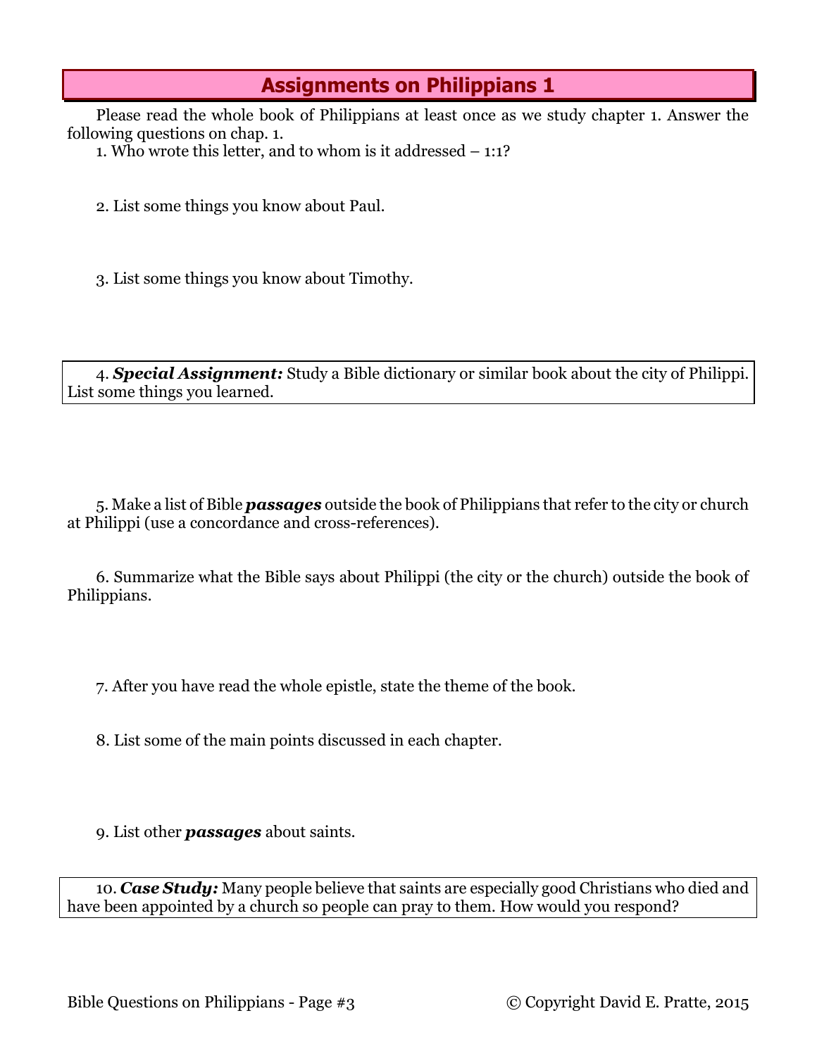# Assignments on Philippians 1

Please read the whole book of Philippians at least once as we study chapter 1. Answer the following questions on chap. 1.

1. Who wrote this letter, and to whom is it addressed – 1:1?

2. List some things you know about Paul.

3. List some things you know about Timothy.

4. ***Special Assignment:*** Study a Bible dictionary or similar book about the city of Philippi. List some things you learned.

5. Make a list of Bible ***passages*** outside the book of Philippians that refer to the city or church at Philippi (use a concordance and cross-references).

6. Summarize what the Bible says about Philippi (the city or the church) outside the book of Philippians.

7. After you have read the whole epistle, state the theme of the book.

8. List some of the main points discussed in each chapter.

9. List other ***passages*** about saints.

10. ***Case Study:*** Many people believe that saints are especially good Christians who died and have been appointed by a church so people can pray to them. How would you respond?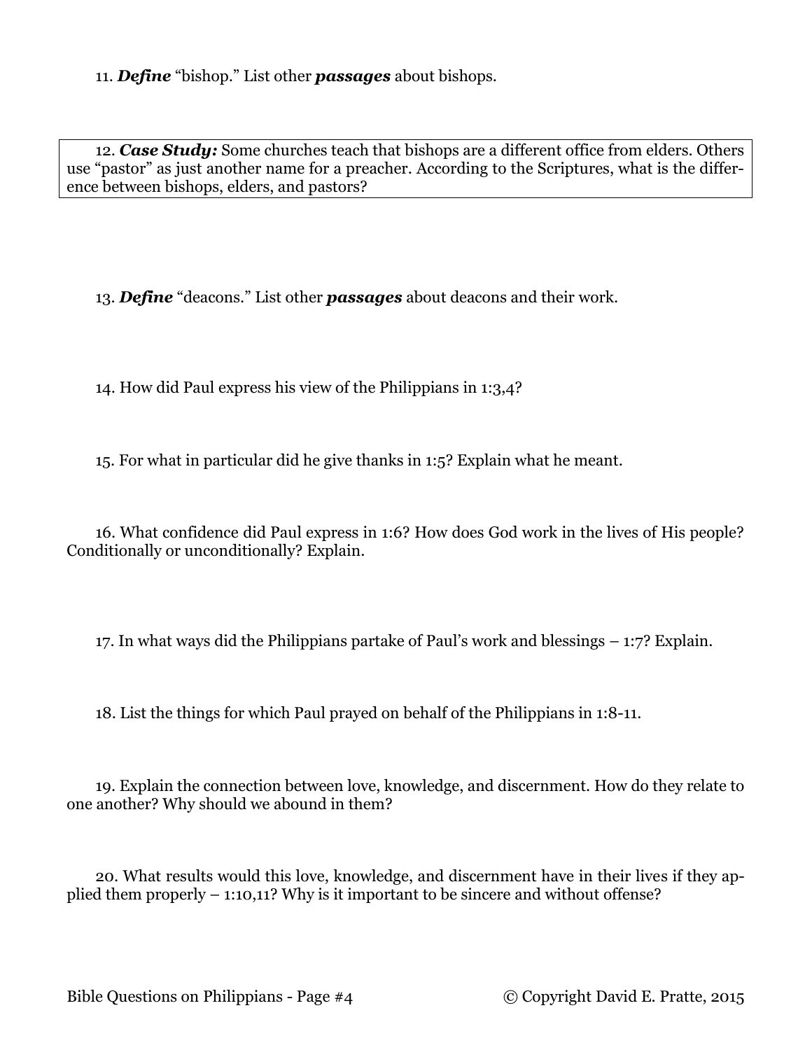11. ***Define*** "bishop." List other ***passages*** about bishops.

12. ***Case Study:*** Some churches teach that bishops are a different office from elders. Others use "pastor" as just another name for a preacher. According to the Scriptures, what is the difference between bishops, elders, and pastors?

13. ***Define*** "deacons." List other ***passages*** about deacons and their work.

14. How did Paul express his view of the Philippians in 1:3,4?

15. For what in particular did he give thanks in 1:5? Explain what he meant.

16. What confidence did Paul express in 1:6? How does God work in the lives of His people? Conditionally or unconditionally? Explain.

17. In what ways did the Philippians partake of Paul's work and blessings – 1:7? Explain.

18. List the things for which Paul prayed on behalf of the Philippians in 1:8-11.

19. Explain the connection between love, knowledge, and discernment. How do they relate to one another? Why should we abound in them?

20. What results would this love, knowledge, and discernment have in their lives if they applied them properly – 1:10,11? Why is it important to be sincere and without offense?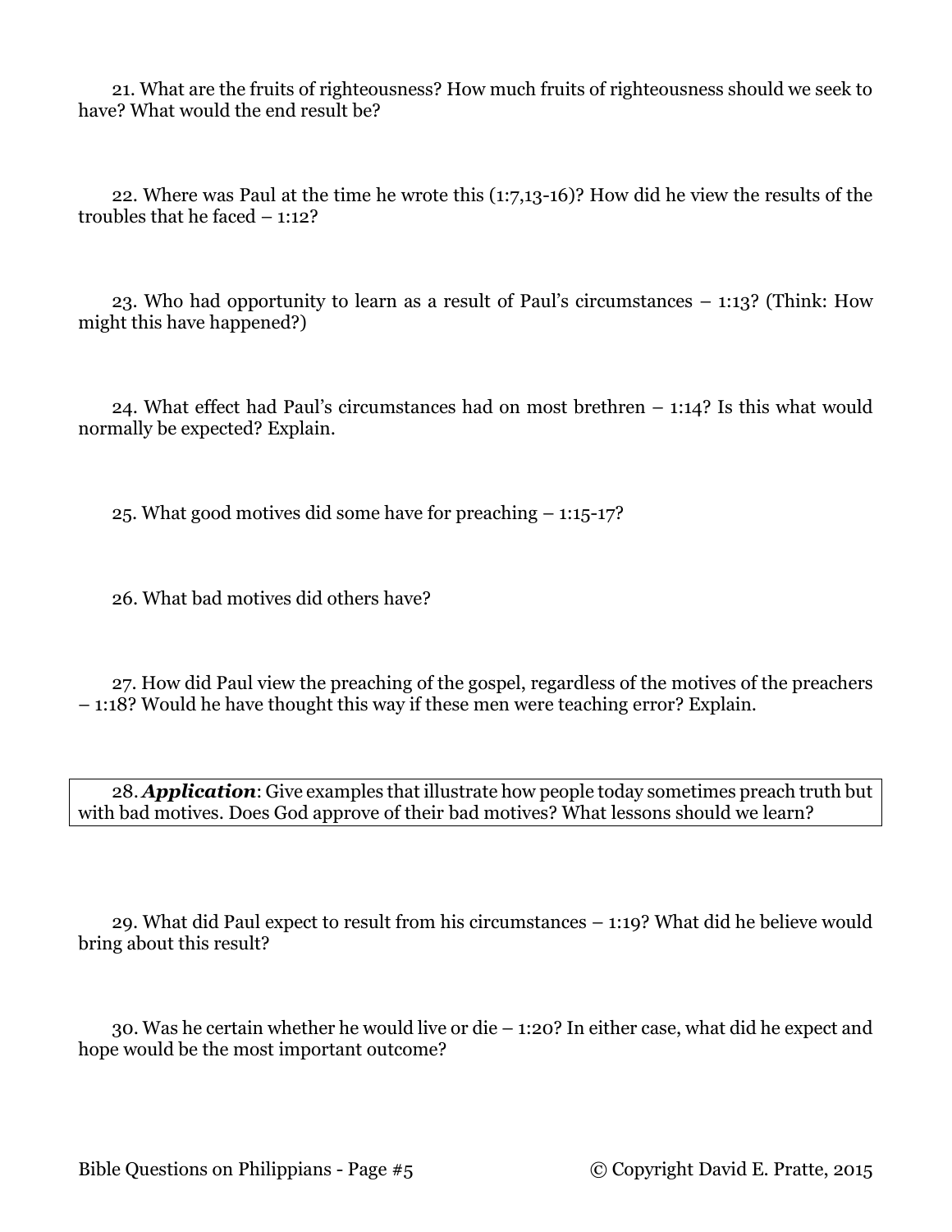21. What are the fruits of righteousness? How much fruits of righteousness should we seek to have? What would the end result be?

22. Where was Paul at the time he wrote this (1:7,13-16)? How did he view the results of the troubles that he faced – 1:12?

23. Who had opportunity to learn as a result of Paul's circumstances – 1:13? (Think: How might this have happened?)

24. What effect had Paul's circumstances had on most brethren – 1:14? Is this what would normally be expected? Explain.

25. What good motives did some have for preaching – 1:15-17?

26. What bad motives did others have?

27. How did Paul view the preaching of the gospel, regardless of the motives of the preachers – 1:18? Would he have thought this way if these men were teaching error? Explain.

28. ***Application***: Give examples that illustrate how people today sometimes preach truth but with bad motives. Does God approve of their bad motives? What lessons should we learn?

29. What did Paul expect to result from his circumstances – 1:19? What did he believe would bring about this result?

30. Was he certain whether he would live or die – 1:20? In either case, what did he expect and hope would be the most important outcome?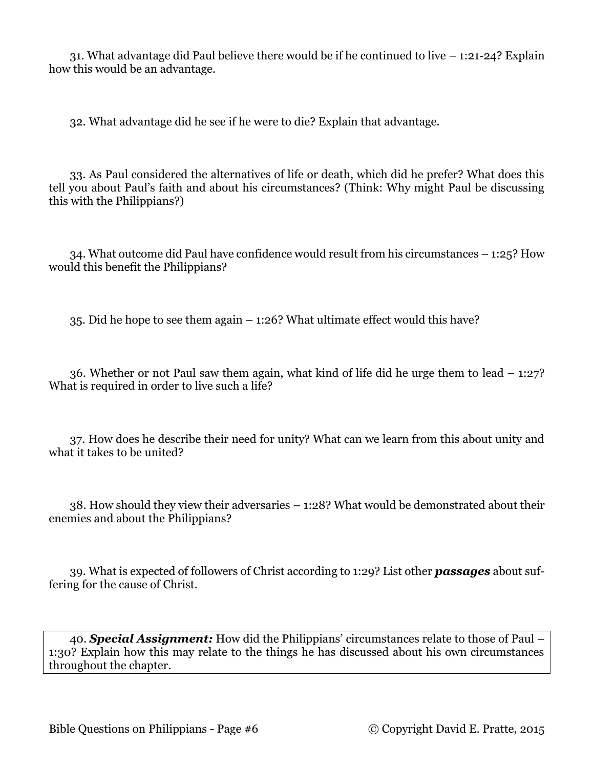31. What advantage did Paul believe there would be if he continued to live – 1:21-24? Explain how this would be an advantage.

32. What advantage did he see if he were to die? Explain that advantage.

33. As Paul considered the alternatives of life or death, which did he prefer? What does this tell you about Paul's faith and about his circumstances? (Think: Why might Paul be discussing this with the Philippians?)

34. What outcome did Paul have confidence would result from his circumstances – 1:25? How would this benefit the Philippians?

35. Did he hope to see them again – 1:26? What ultimate effect would this have?

36. Whether or not Paul saw them again, what kind of life did he urge them to lead – 1:27? What is required in order to live such a life?

37. How does he describe their need for unity? What can we learn from this about unity and what it takes to be united?

38. How should they view their adversaries – 1:28? What would be demonstrated about their enemies and about the Philippians?

39. What is expected of followers of Christ according to 1:29? List other ***passages*** about suffering for the cause of Christ.

40. ***Special Assignment:*** How did the Philippians' circumstances relate to those of Paul – 1:30? Explain how this may relate to the things he has discussed about his own circumstances throughout the chapter.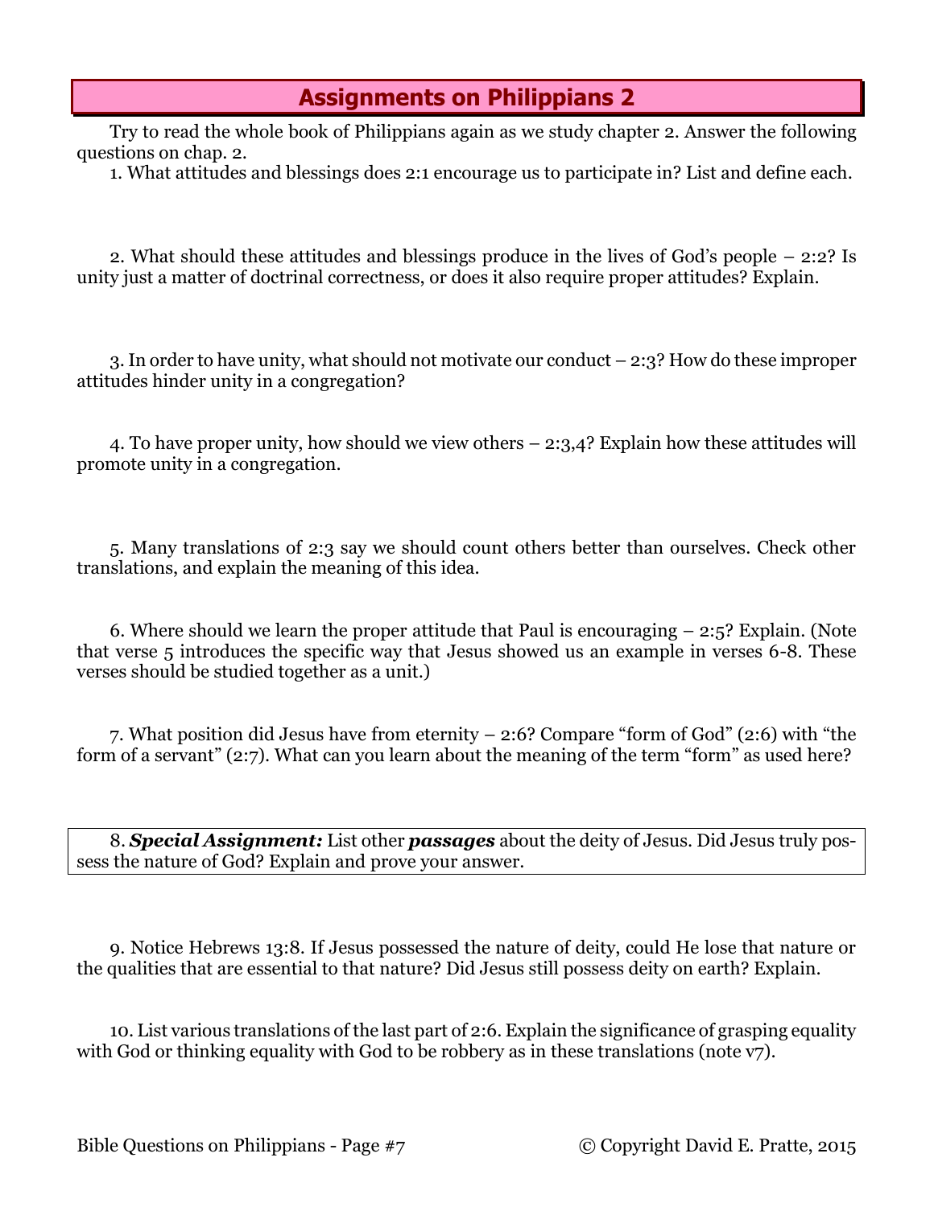## Assignments on Philippians 2

Try to read the whole book of Philippians again as we study chapter 2. Answer the following questions on chap. 2.

1. What attitudes and blessings does 2:1 encourage us to participate in? List and define each.

2. What should these attitudes and blessings produce in the lives of God's people – 2:2? Is unity just a matter of doctrinal correctness, or does it also require proper attitudes? Explain.

3. In order to have unity, what should not motivate our conduct – 2:3? How do these improper attitudes hinder unity in a congregation?

4. To have proper unity, how should we view others – 2:3,4? Explain how these attitudes will promote unity in a congregation.

5. Many translations of 2:3 say we should count others better than ourselves. Check other translations, and explain the meaning of this idea.

6. Where should we learn the proper attitude that Paul is encouraging – 2:5? Explain. (Note that verse 5 introduces the specific way that Jesus showed us an example in verses 6-8. These verses should be studied together as a unit.)

7. What position did Jesus have from eternity – 2:6? Compare "form of God" (2:6) with "the form of a servant" (2:7). What can you learn about the meaning of the term "form" as used here?

8. ***Special Assignment:*** List other ***passages*** about the deity of Jesus. Did Jesus truly possess the nature of God? Explain and prove your answer.

9. Notice Hebrews 13:8. If Jesus possessed the nature of deity, could He lose that nature or the qualities that are essential to that nature? Did Jesus still possess deity on earth? Explain.

10. List various translations of the last part of 2:6. Explain the significance of grasping equality with God or thinking equality with God to be robbery as in these translations (note v7).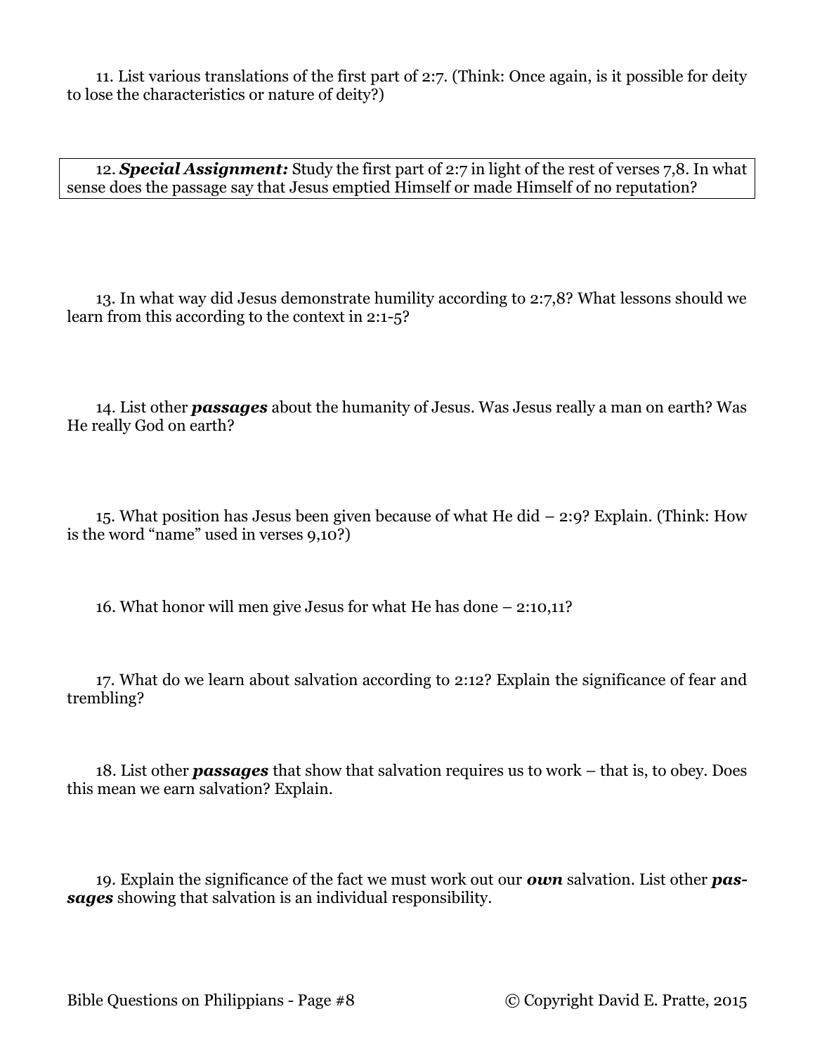11. List various translations of the first part of 2:7. (Think: Once again, is it possible for deity to lose the characteristics or nature of deity?)

12. ***Special Assignment:*** Study the first part of 2:7 in light of the rest of verses 7,8. In what sense does the passage say that Jesus emptied Himself or made Himself of no reputation?

13. In what way did Jesus demonstrate humility according to 2:7,8? What lessons should we learn from this according to the context in 2:1-5?

14. List other ***passages*** about the humanity of Jesus. Was Jesus really a man on earth? Was He really God on earth?

15. What position has Jesus been given because of what He did – 2:9? Explain. (Think: How is the word "name" used in verses 9,10?)

16. What honor will men give Jesus for what He has done – 2:10,11?

17. What do we learn about salvation according to 2:12? Explain the significance of fear and trembling?

18. List other ***passages*** that show that salvation requires us to work – that is, to obey. Does this mean we earn salvation? Explain.

19. Explain the significance of the fact we must work out our ***own*** salvation. List other ***passages*** showing that salvation is an individual responsibility.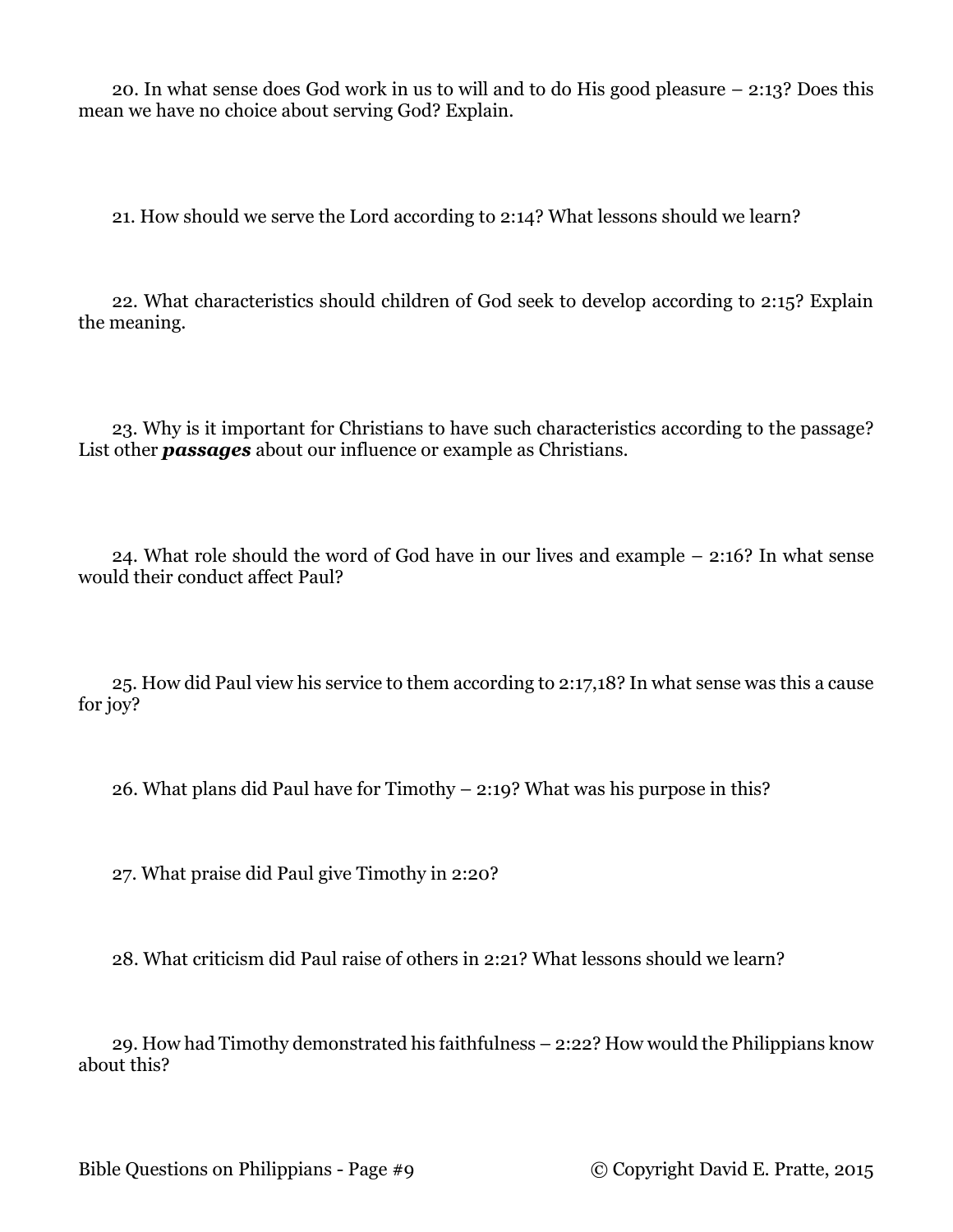20. In what sense does God work in us to will and to do His good pleasure – 2:13? Does this mean we have no choice about serving God? Explain.

21. How should we serve the Lord according to 2:14? What lessons should we learn?

22. What characteristics should children of God seek to develop according to 2:15? Explain the meaning.

23. Why is it important for Christians to have such characteristics according to the passage? List other ***passages*** about our influence or example as Christians.

24. What role should the word of God have in our lives and example – 2:16? In what sense would their conduct affect Paul?

25. How did Paul view his service to them according to 2:17,18? In what sense was this a cause for joy?

26. What plans did Paul have for Timothy – 2:19? What was his purpose in this?

27. What praise did Paul give Timothy in 2:20?

28. What criticism did Paul raise of others in 2:21? What lessons should we learn?

29. How had Timothy demonstrated his faithfulness – 2:22? How would the Philippians know about this?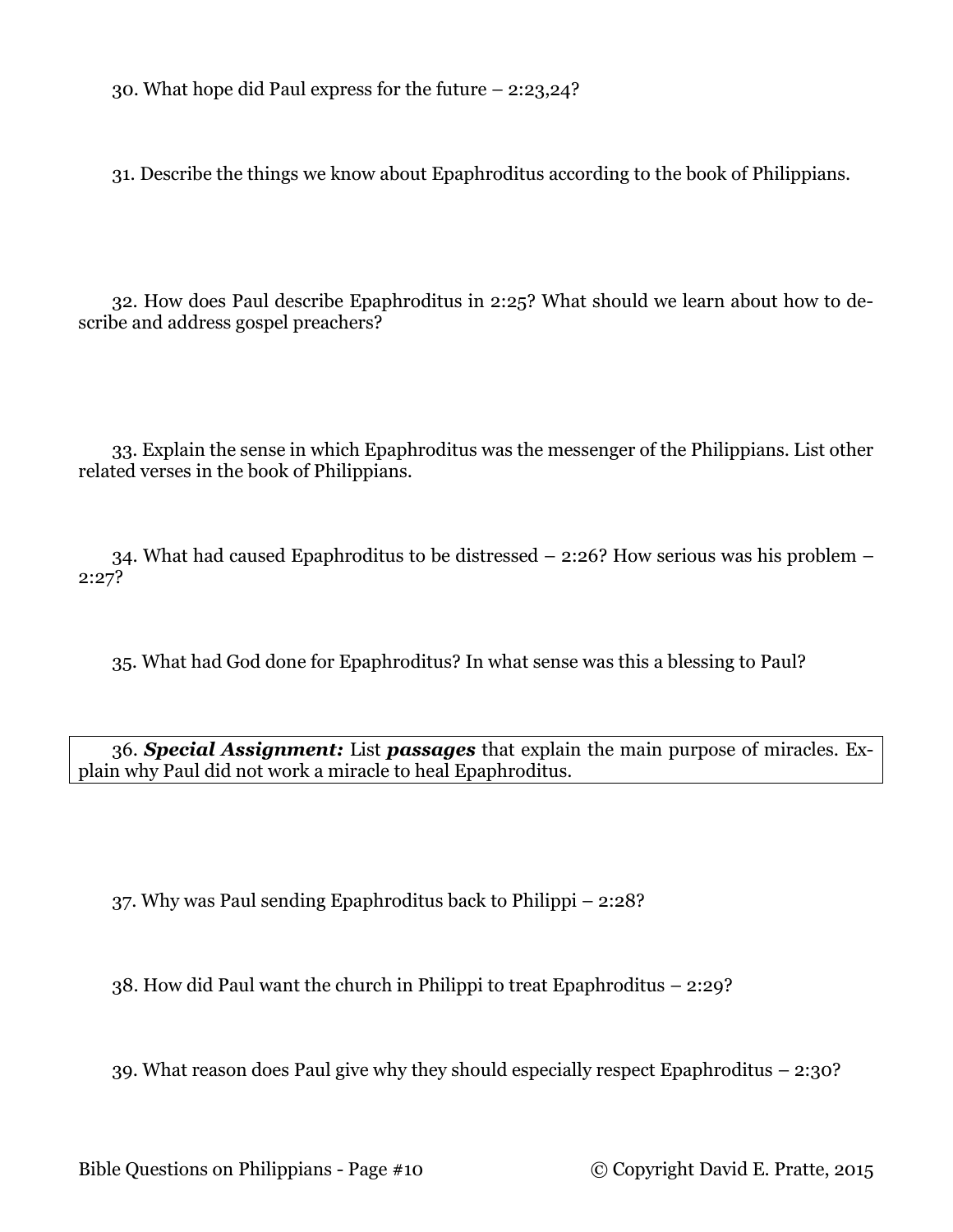30. What hope did Paul express for the future – 2:23,24?

31. Describe the things we know about Epaphroditus according to the book of Philippians.

32. How does Paul describe Epaphroditus in 2:25? What should we learn about how to describe and address gospel preachers?

33. Explain the sense in which Epaphroditus was the messenger of the Philippians. List other related verses in the book of Philippians.

34. What had caused Epaphroditus to be distressed – 2:26? How serious was his problem – 2:27?

35. What had God done for Epaphroditus? In what sense was this a blessing to Paul?

36. ***Special Assignment:*** List ***passages*** that explain the main purpose of miracles. Explain why Paul did not work a miracle to heal Epaphroditus.

37. Why was Paul sending Epaphroditus back to Philippi – 2:28?

38. How did Paul want the church in Philippi to treat Epaphroditus – 2:29?

39. What reason does Paul give why they should especially respect Epaphroditus – 2:30?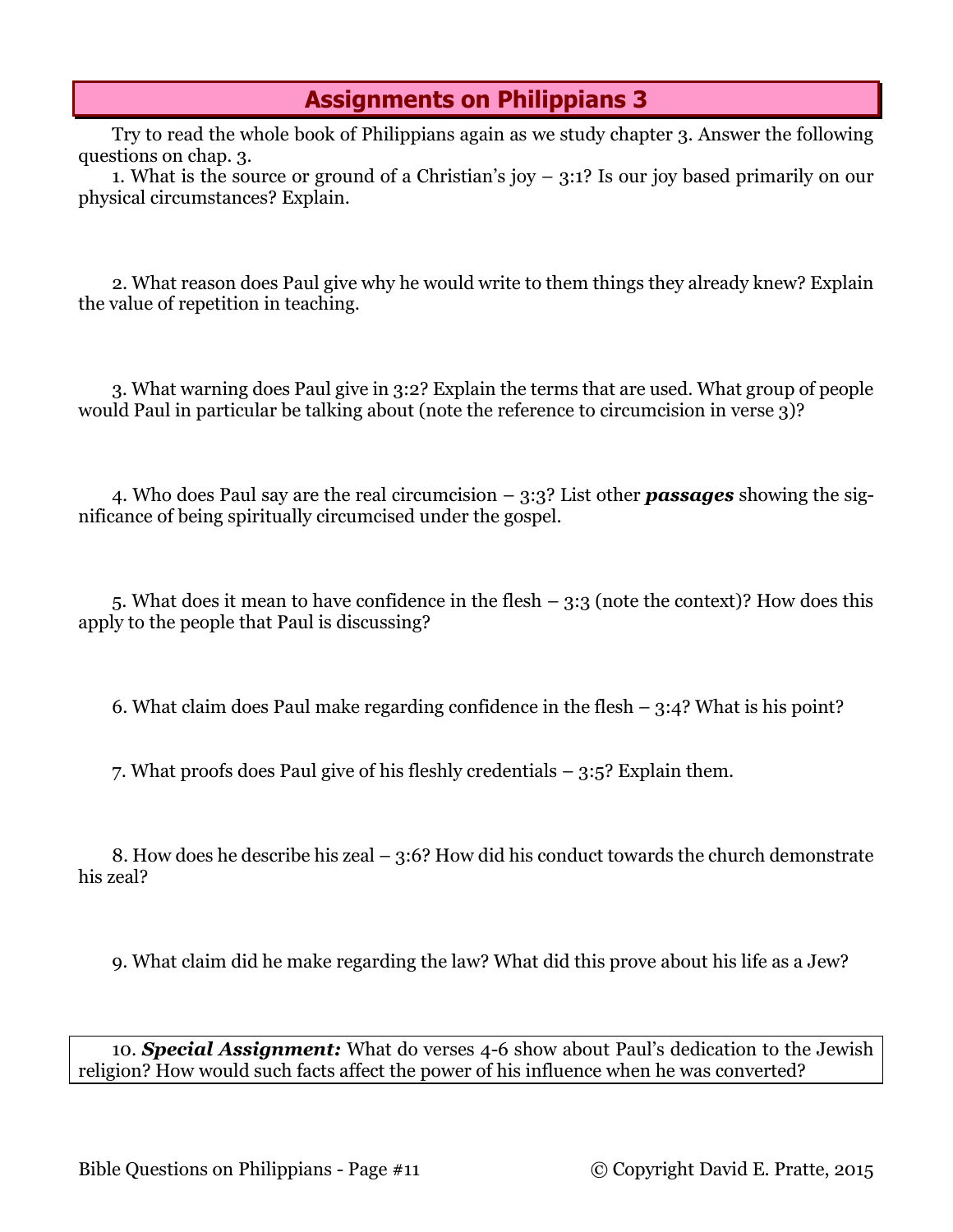## Assignments on Philippians 3

Try to read the whole book of Philippians again as we study chapter 3. Answer the following questions on chap. 3.

1. What is the source or ground of a Christian's joy – 3:1? Is our joy based primarily on our physical circumstances? Explain.

2. What reason does Paul give why he would write to them things they already knew? Explain the value of repetition in teaching.

3. What warning does Paul give in 3:2? Explain the terms that are used. What group of people would Paul in particular be talking about (note the reference to circumcision in verse 3)?

4. Who does Paul say are the real circumcision – 3:3? List other ***passages*** showing the significance of being spiritually circumcised under the gospel.

5. What does it mean to have confidence in the flesh – 3:3 (note the context)? How does this apply to the people that Paul is discussing?

6. What claim does Paul make regarding confidence in the flesh – 3:4? What is his point?

7. What proofs does Paul give of his fleshly credentials – 3:5? Explain them.

8. How does he describe his zeal – 3:6? How did his conduct towards the church demonstrate his zeal?

9. What claim did he make regarding the law? What did this prove about his life as a Jew?

10. ***Special Assignment:*** What do verses 4-6 show about Paul's dedication to the Jewish religion? How would such facts affect the power of his influence when he was converted?

Bible Questions on Philippians - Page #11 © Copyright David E. Pratte, 2015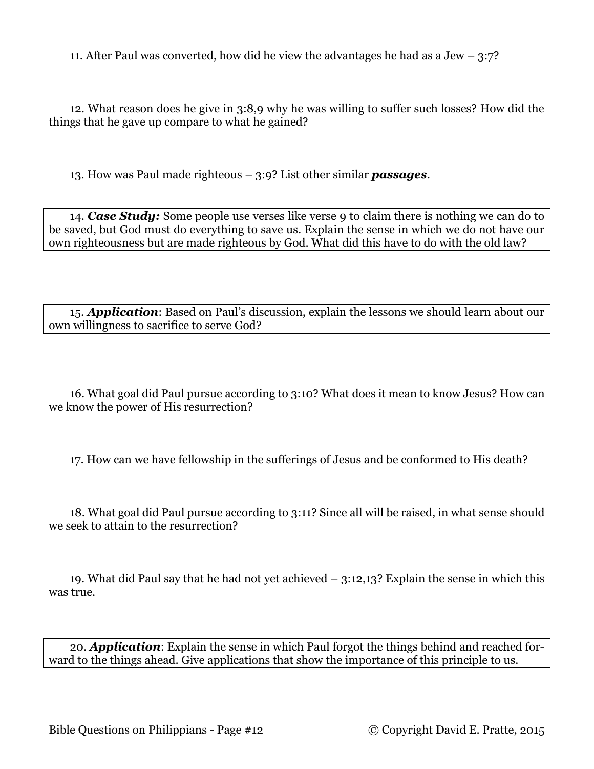11. After Paul was converted, how did he view the advantages he had as a Jew – 3:7?

12. What reason does he give in 3:8,9 why he was willing to suffer such losses? How did the things that he gave up compare to what he gained?

13. How was Paul made righteous – 3:9? List other similar ***passages***.

14. ***Case Study:*** Some people use verses like verse 9 to claim there is nothing we can do to be saved, but God must do everything to save us. Explain the sense in which we do not have our own righteousness but are made righteous by God. What did this have to do with the old law?

15. ***Application***: Based on Paul's discussion, explain the lessons we should learn about our own willingness to sacrifice to serve God?

16. What goal did Paul pursue according to 3:10? What does it mean to know Jesus? How can we know the power of His resurrection?

17. How can we have fellowship in the sufferings of Jesus and be conformed to His death?

18. What goal did Paul pursue according to 3:11? Since all will be raised, in what sense should we seek to attain to the resurrection?

19. What did Paul say that he had not yet achieved – 3:12,13? Explain the sense in which this was true.

20. ***Application***: Explain the sense in which Paul forgot the things behind and reached forward to the things ahead. Give applications that show the importance of this principle to us.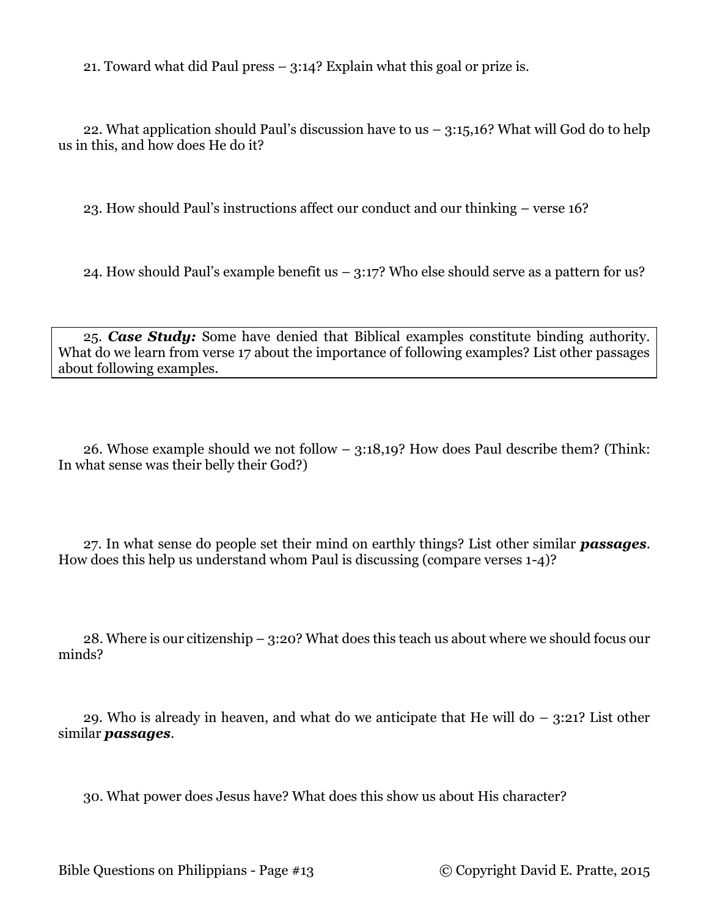21. Toward what did Paul press – 3:14? Explain what this goal or prize is.

22. What application should Paul's discussion have to us – 3:15,16? What will God do to help us in this, and how does He do it?

23. How should Paul's instructions affect our conduct and our thinking – verse 16?

24. How should Paul's example benefit us – 3:17? Who else should serve as a pattern for us?

25. ***Case Study:*** Some have denied that Biblical examples constitute binding authority. What do we learn from verse 17 about the importance of following examples? List other passages about following examples.

26. Whose example should we not follow – 3:18,19? How does Paul describe them? (Think: In what sense was their belly their God?)

27. In what sense do people set their mind on earthly things? List other similar ***passages***. How does this help us understand whom Paul is discussing (compare verses 1-4)?

28. Where is our citizenship – 3:20? What does this teach us about where we should focus our minds?

29. Who is already in heaven, and what do we anticipate that He will do – 3:21? List other similar ***passages***.

30. What power does Jesus have? What does this show us about His character?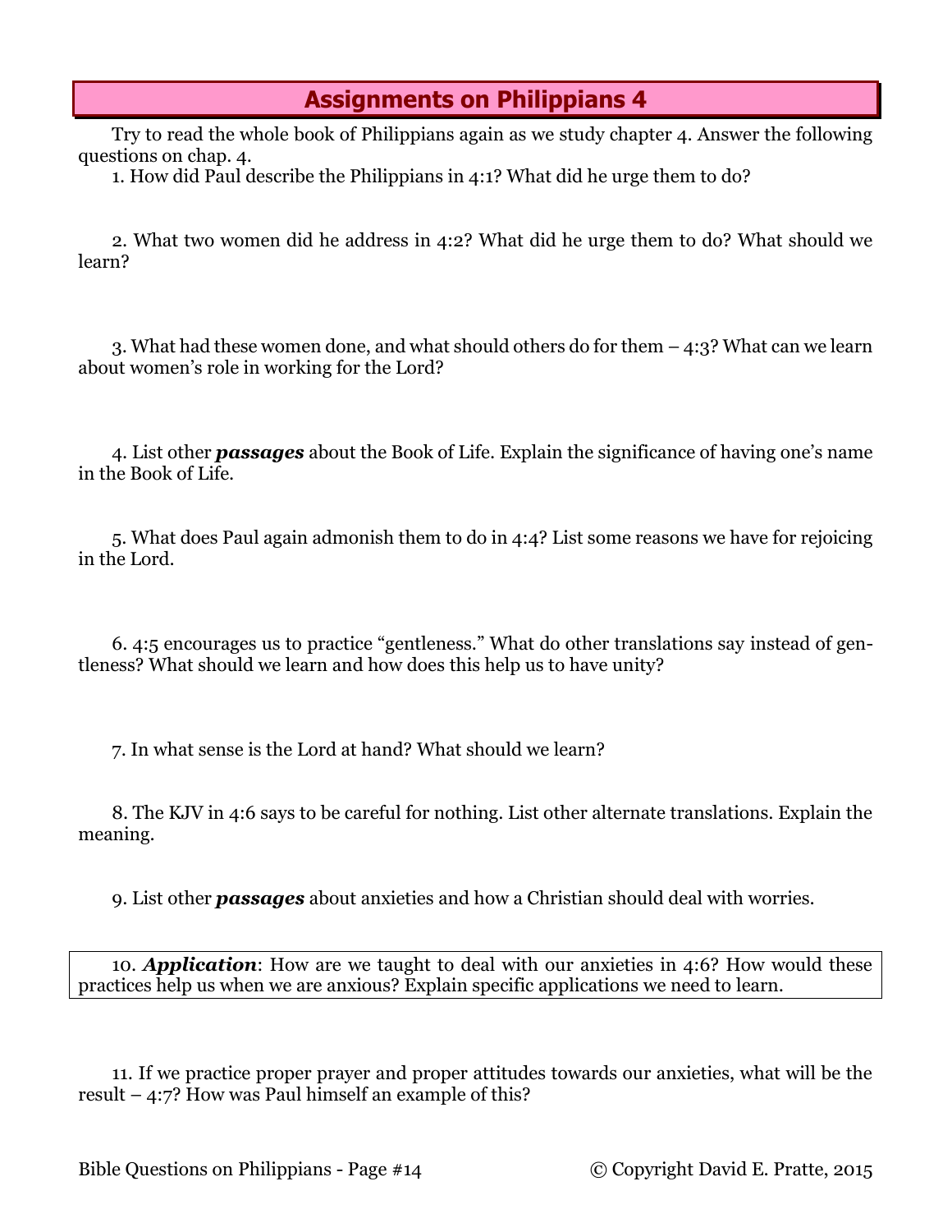## Assignments on Philippians 4

Try to read the whole book of Philippians again as we study chapter 4. Answer the following questions on chap. 4.

1. How did Paul describe the Philippians in 4:1? What did he urge them to do?

2. What two women did he address in 4:2? What did he urge them to do? What should we learn?

3. What had these women done, and what should others do for them – 4:3? What can we learn about women's role in working for the Lord?

4. List other ***passages*** about the Book of Life. Explain the significance of having one's name in the Book of Life.

5. What does Paul again admonish them to do in 4:4? List some reasons we have for rejoicing in the Lord.

6. 4:5 encourages us to practice "gentleness." What do other translations say instead of gentleness? What should we learn and how does this help us to have unity?

7. In what sense is the Lord at hand? What should we learn?

8. The KJV in 4:6 says to be careful for nothing. List other alternate translations. Explain the meaning.

9. List other ***passages*** about anxieties and how a Christian should deal with worries.

10. ***Application***: How are we taught to deal with our anxieties in 4:6? How would these practices help us when we are anxious? Explain specific applications we need to learn.

11. If we practice proper prayer and proper attitudes towards our anxieties, what will be the result – 4:7? How was Paul himself an example of this?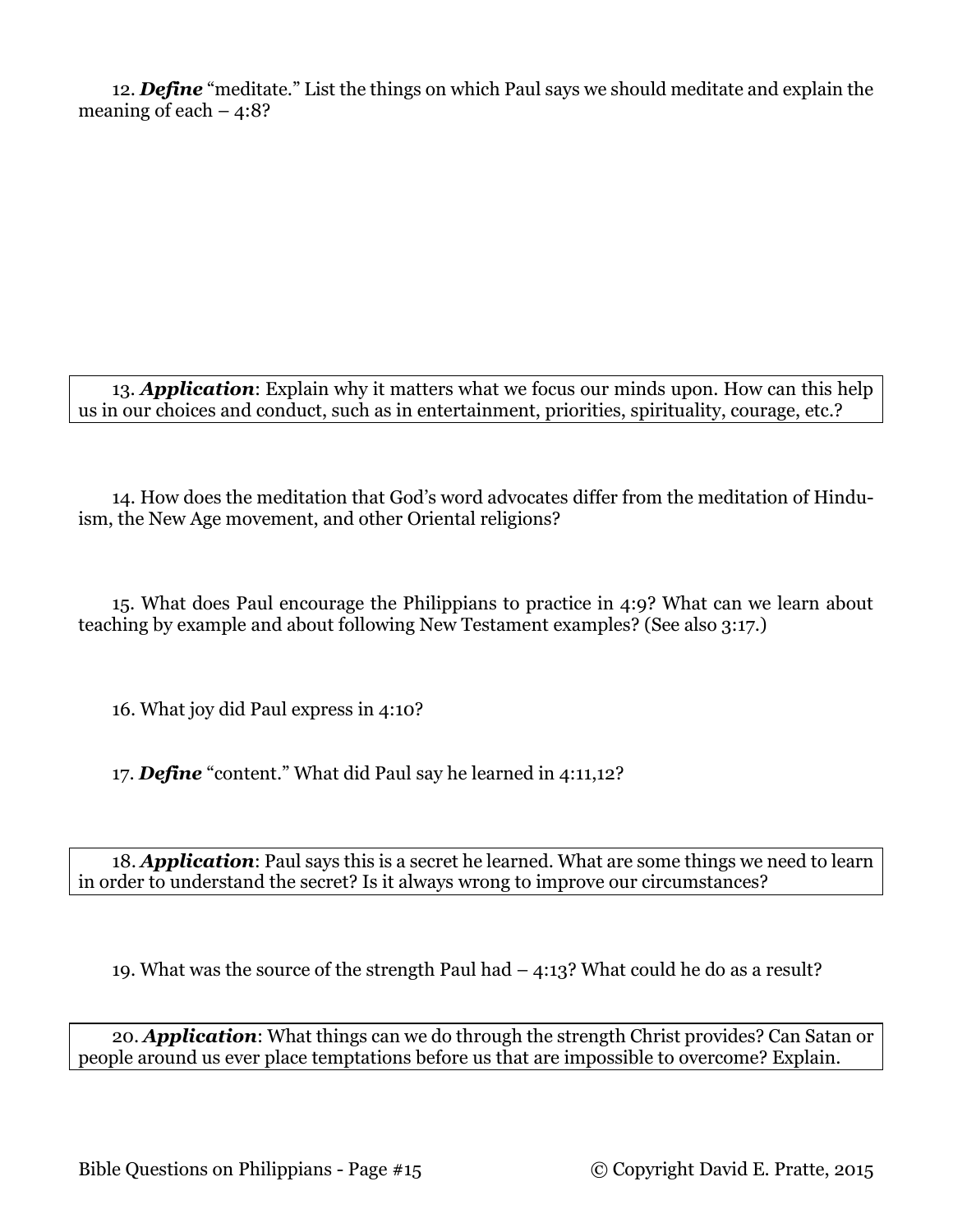12. ***Define*** "meditate." List the things on which Paul says we should meditate and explain the meaning of each – 4:8?

13. ***Application***: Explain why it matters what we focus our minds upon. How can this help us in our choices and conduct, such as in entertainment, priorities, spirituality, courage, etc.?

14. How does the meditation that God's word advocates differ from the meditation of Hinduism, the New Age movement, and other Oriental religions?

15. What does Paul encourage the Philippians to practice in 4:9? What can we learn about teaching by example and about following New Testament examples? (See also 3:17.)

16. What joy did Paul express in 4:10?

17. ***Define*** "content." What did Paul say he learned in 4:11,12?

18. ***Application***: Paul says this is a secret he learned. What are some things we need to learn in order to understand the secret? Is it always wrong to improve our circumstances?

19. What was the source of the strength Paul had – 4:13? What could he do as a result?

20. ***Application***: What things can we do through the strength Christ provides? Can Satan or people around us ever place temptations before us that are impossible to overcome? Explain.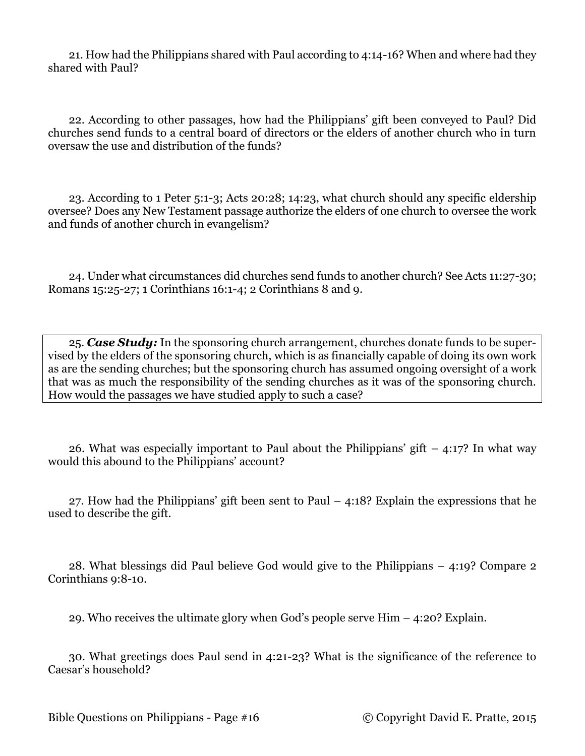21. How had the Philippians shared with Paul according to 4:14-16? When and where had they shared with Paul?

22. According to other passages, how had the Philippians' gift been conveyed to Paul? Did churches send funds to a central board of directors or the elders of another church who in turn oversaw the use and distribution of the funds?

23. According to 1 Peter 5:1-3; Acts 20:28; 14:23, what church should any specific eldership oversee? Does any New Testament passage authorize the elders of one church to oversee the work and funds of another church in evangelism?

24. Under what circumstances did churches send funds to another church? See Acts 11:27-30; Romans 15:25-27; 1 Corinthians 16:1-4; 2 Corinthians 8 and 9.

25. ***Case Study:*** In the sponsoring church arrangement, churches donate funds to be supervised by the elders of the sponsoring church, which is as financially capable of doing its own work as are the sending churches; but the sponsoring church has assumed ongoing oversight of a work that was as much the responsibility of the sending churches as it was of the sponsoring church. How would the passages we have studied apply to such a case?

26. What was especially important to Paul about the Philippians' gift – 4:17? In what way would this abound to the Philippians' account?

27. How had the Philippians' gift been sent to Paul – 4:18? Explain the expressions that he used to describe the gift.

28. What blessings did Paul believe God would give to the Philippians – 4:19? Compare 2 Corinthians 9:8-10.

29. Who receives the ultimate glory when God's people serve Him – 4:20? Explain.

30. What greetings does Paul send in 4:21-23? What is the significance of the reference to Caesar's household?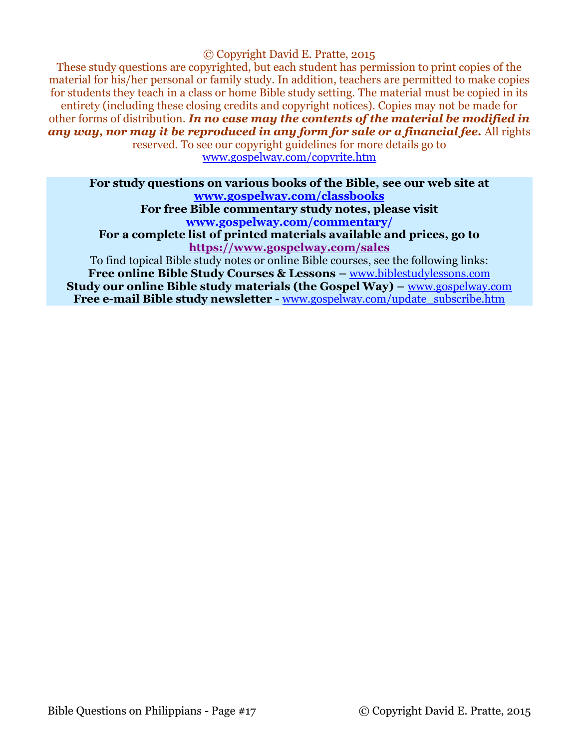© Copyright David E. Pratte, 2015

These study questions are copyrighted, but each student has permission to print copies of the material for his/her personal or family study. In addition, teachers are permitted to make copies for students they teach in a class or home Bible study setting. The material must be copied in its entirety (including these closing credits and copyright notices). Copies may not be made for other forms of distribution. ***In no case may the contents of the material be modified in any way, nor may it be reproduced in any form for sale or a financial fee.*** All rights reserved. To see our copyright guidelines for more details go to www.gospelway.com/copyrite.htm

**For study questions on various books of the Bible, see our web site at**
**www.gospelway.com/classbooks**
**For free Bible commentary study notes, please visit**
**www.gospelway.com/commentary/**
**For a complete list of printed materials available and prices, go to**
**https://www.gospelway.com/sales**
To find topical Bible study notes or online Bible courses, see the following links:
**Free online Bible Study Courses & Lessons –** www.biblestudylessons.com
**Study our online Bible study materials (the Gospel Way) –** www.gospelway.com
**Free e-mail Bible study newsletter -** www.gospelway.com/update_subscribe.htm